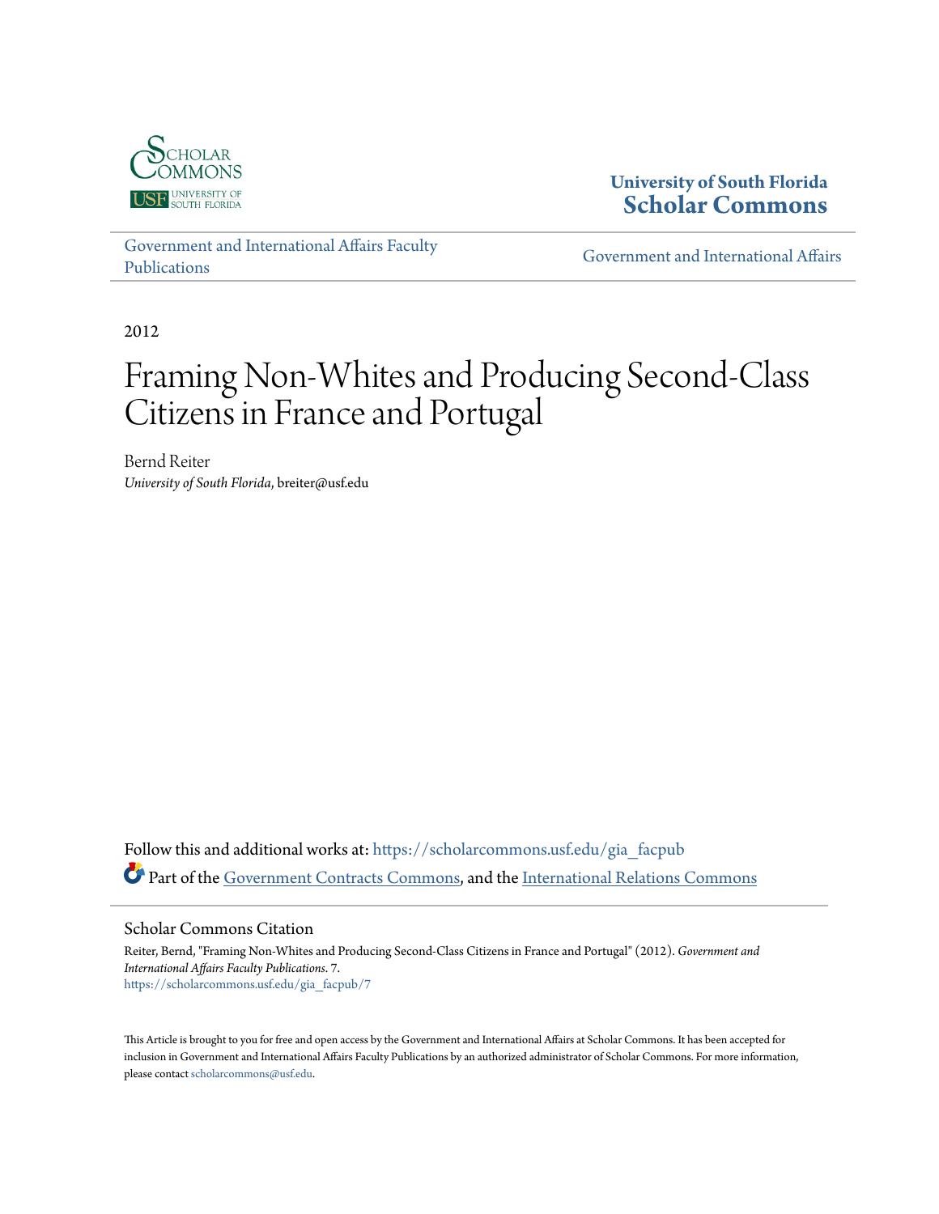University of South Florida
Scholar Commons

Government and International Affairs Faculty Publications

Government and International Affairs

2012

# Framing Non-Whites and Producing Second-Class Citizens in France and Portugal

Bernd Reiter
*University of South Florida*, breiter@usf.edu

Follow this and additional works at: https://scholarcommons.usf.edu/gia_facpub

Part of the Government Contracts Commons, and the International Relations Commons

## Scholar Commons Citation

Reiter, Bernd, "Framing Non-Whites and Producing Second-Class Citizens in France and Portugal" (2012). *Government and International Affairs Faculty Publications*. 7.
https://scholarcommons.usf.edu/gia_facpub/7

This Article is brought to you for free and open access by the Government and International Affairs at Scholar Commons. It has been accepted for inclusion in Government and International Affairs Faculty Publications by an authorized administrator of Scholar Commons. For more information, please contact scholarcommons@usf.edu.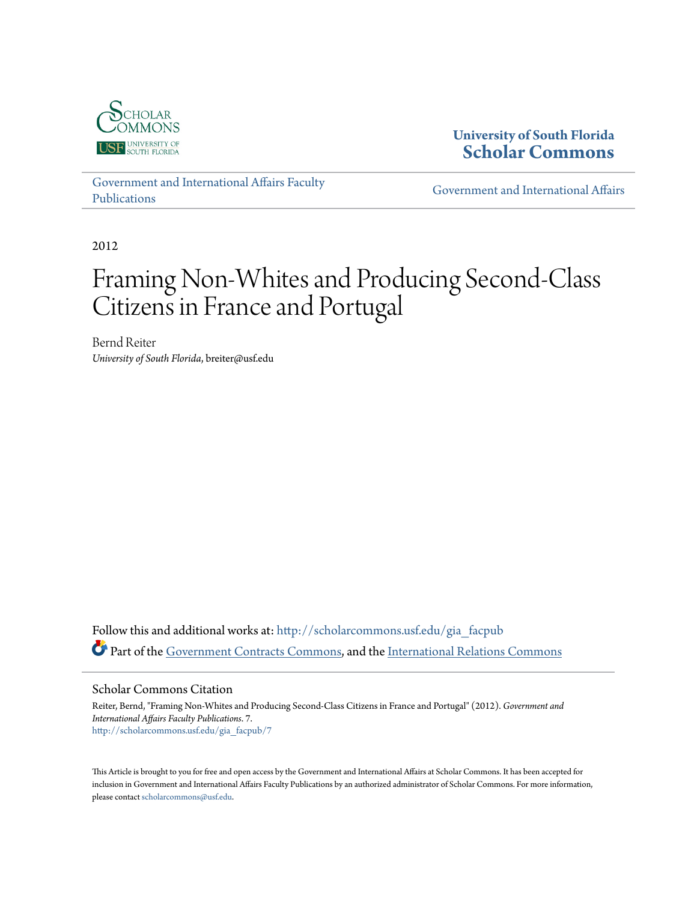University of South Florida
Scholar Commons

[Government and International Affairs Faculty Publications](#) | [Government and International Affairs](#)

2012

# Framing Non-Whites and Producing Second-Class Citizens in France and Portugal

Bernd Reiter
*University of South Florida*, breiter@usf.edu

Follow this and additional works at: http://scholarcommons.usf.edu/gia_facpub

Part of the Government Contracts Commons, and the International Relations Commons

## Scholar Commons Citation

Reiter, Bernd, "Framing Non-Whites and Producing Second-Class Citizens in France and Portugal" (2012). *Government and International Affairs Faculty Publications*. 7.
http://scholarcommons.usf.edu/gia_facpub/7

This Article is brought to you for free and open access by the Government and International Affairs at Scholar Commons. It has been accepted for inclusion in Government and International Affairs Faculty Publications by an authorized administrator of Scholar Commons. For more information, please contact scholarcommons@usf.edu.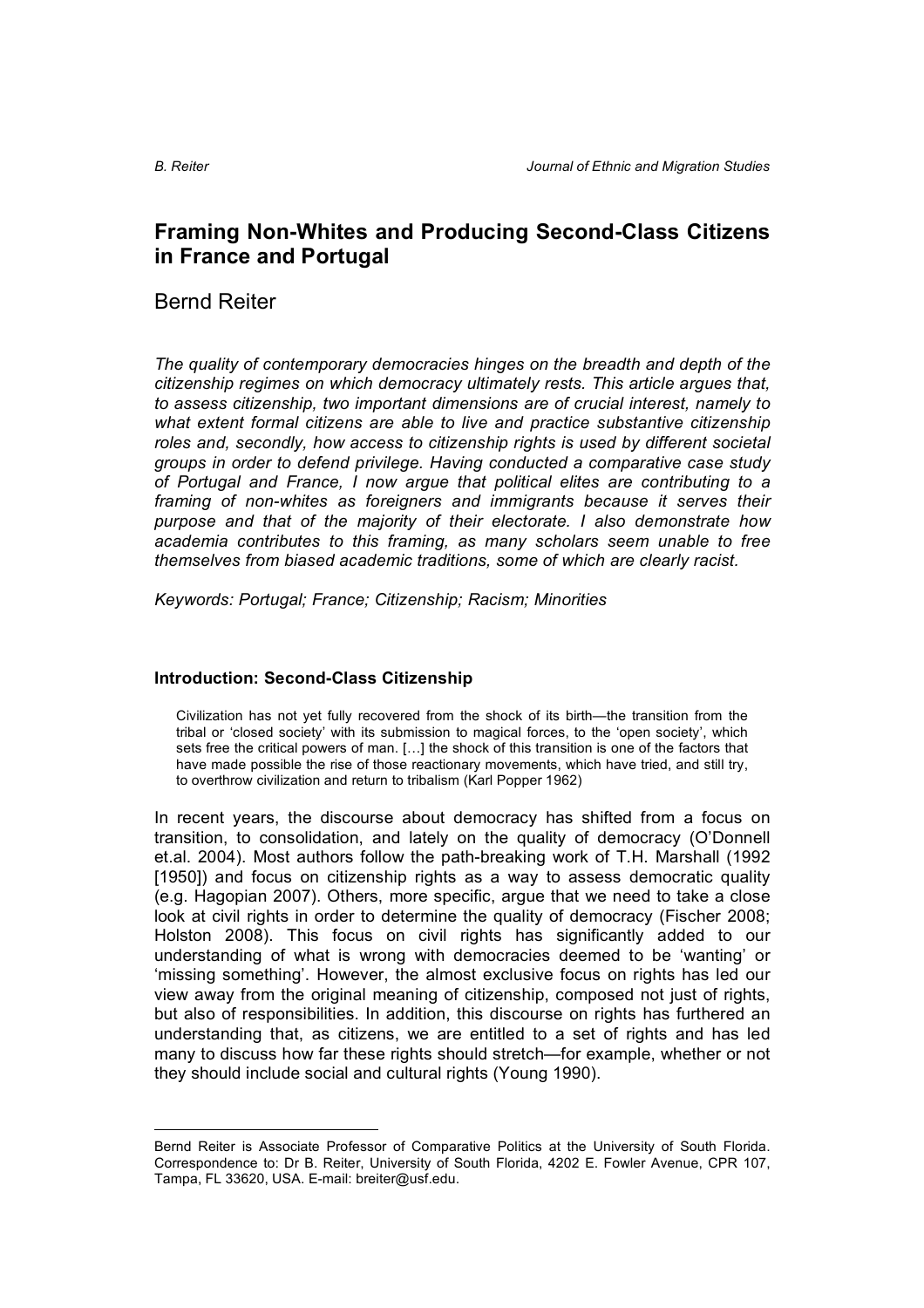# Framing Non-Whites and Producing Second-Class Citizens in France and Portugal

Bernd Reiter

*The quality of contemporary democracies hinges on the breadth and depth of the citizenship regimes on which democracy ultimately rests. This article argues that, to assess citizenship, two important dimensions are of crucial interest, namely to what extent formal citizens are able to live and practice substantive citizenship roles and, secondly, how access to citizenship rights is used by different societal groups in order to defend privilege. Having conducted a comparative case study of Portugal and France, I now argue that political elites are contributing to a framing of non-whites as foreigners and immigrants because it serves their purpose and that of the majority of their electorate. I also demonstrate how academia contributes to this framing, as many scholars seem unable to free themselves from biased academic traditions, some of which are clearly racist.*

*Keywords: Portugal; France; Citizenship; Racism; Minorities*

### Introduction: Second-Class Citizenship

> Civilization has not yet fully recovered from the shock of its birth—the transition from the tribal or 'closed society' with its submission to magical forces, to the 'open society', which sets free the critical powers of man. […] the shock of this transition is one of the factors that have made possible the rise of those reactionary movements, which have tried, and still try, to overthrow civilization and return to tribalism (Karl Popper 1962)

In recent years, the discourse about democracy has shifted from a focus on transition, to consolidation, and lately on the quality of democracy (O'Donnell et.al. 2004). Most authors follow the path-breaking work of T.H. Marshall (1992 [1950]) and focus on citizenship rights as a way to assess democratic quality (e.g. Hagopian 2007). Others, more specific, argue that we need to take a close look at civil rights in order to determine the quality of democracy (Fischer 2008; Holston 2008). This focus on civil rights has significantly added to our understanding of what is wrong with democracies deemed to be 'wanting' or 'missing something'. However, the almost exclusive focus on rights has led our view away from the original meaning of citizenship, composed not just of rights, but also of responsibilities. In addition, this discourse on rights has furthered an understanding that, as citizens, we are entitled to a set of rights and has led many to discuss how far these rights should stretch—for example, whether or not they should include social and cultural rights (Young 1990).

---

Bernd Reiter is Associate Professor of Comparative Politics at the University of South Florida. Correspondence to: Dr B. Reiter, University of South Florida, 4202 E. Fowler Avenue, CPR 107, Tampa, FL 33620, USA. E-mail: breiter@usf.edu.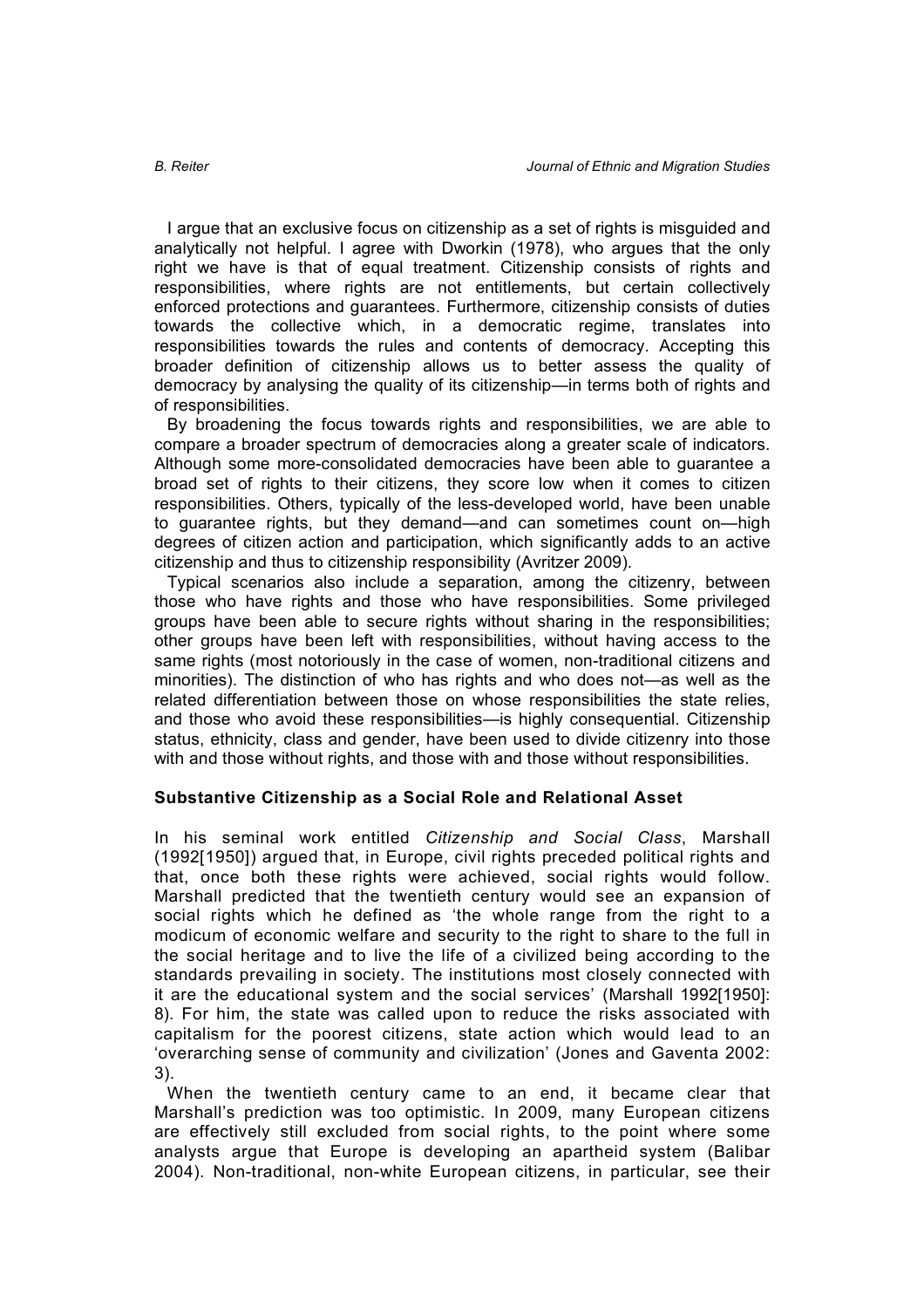I argue that an exclusive focus on citizenship as a set of rights is misguided and analytically not helpful. I agree with Dworkin (1978), who argues that the only right we have is that of equal treatment. Citizenship consists of rights and responsibilities, where rights are not entitlements, but certain collectively enforced protections and guarantees. Furthermore, citizenship consists of duties towards the collective which, in a democratic regime, translates into responsibilities towards the rules and contents of democracy. Accepting this broader definition of citizenship allows us to better assess the quality of democracy by analysing the quality of its citizenship—in terms both of rights and of responsibilities.

By broadening the focus towards rights and responsibilities, we are able to compare a broader spectrum of democracies along a greater scale of indicators. Although some more-consolidated democracies have been able to guarantee a broad set of rights to their citizens, they score low when it comes to citizen responsibilities. Others, typically of the less-developed world, have been unable to guarantee rights, but they demand—and can sometimes count on—high degrees of citizen action and participation, which significantly adds to an active citizenship and thus to citizenship responsibility (Avritzer 2009).

Typical scenarios also include a separation, among the citizenry, between those who have rights and those who have responsibilities. Some privileged groups have been able to secure rights without sharing in the responsibilities; other groups have been left with responsibilities, without having access to the same rights (most notoriously in the case of women, non-traditional citizens and minorities). The distinction of who has rights and who does not—as well as the related differentiation between those on whose responsibilities the state relies, and those who avoid these responsibilities—is highly consequential. Citizenship status, ethnicity, class and gender, have been used to divide citizenry into those with and those without rights, and those with and those without responsibilities.

### Substantive Citizenship as a Social Role and Relational Asset

In his seminal work entitled *Citizenship and Social Class*, Marshall (1992[1950]) argued that, in Europe, civil rights preceded political rights and that, once both these rights were achieved, social rights would follow. Marshall predicted that the twentieth century would see an expansion of social rights which he defined as 'the whole range from the right to a modicum of economic welfare and security to the right to share to the full in the social heritage and to live the life of a civilized being according to the standards prevailing in society. The institutions most closely connected with it are the educational system and the social services' (Marshall 1992[1950]: 8). For him, the state was called upon to reduce the risks associated with capitalism for the poorest citizens, state action which would lead to an 'overarching sense of community and civilization' (Jones and Gaventa 2002: 3).

When the twentieth century came to an end, it became clear that Marshall's prediction was too optimistic. In 2009, many European citizens are effectively still excluded from social rights, to the point where some analysts argue that Europe is developing an apartheid system (Balibar 2004). Non-traditional, non-white European citizens, in particular, see their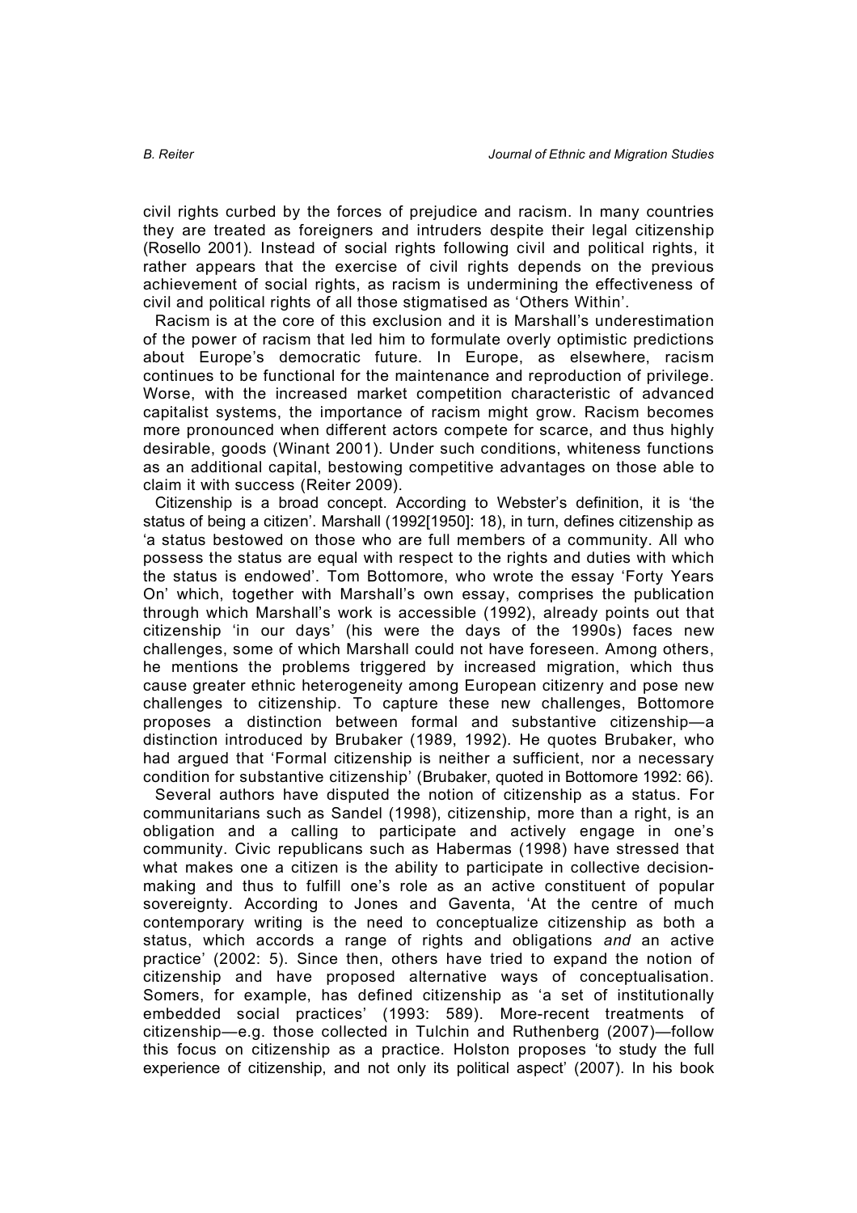civil rights curbed by the forces of prejudice and racism. In many countries they are treated as foreigners and intruders despite their legal citizenship (Rosello 2001). Instead of social rights following civil and political rights, it rather appears that the exercise of civil rights depends on the previous achievement of social rights, as racism is undermining the effectiveness of civil and political rights of all those stigmatised as 'Others Within'.

Racism is at the core of this exclusion and it is Marshall's underestimation of the power of racism that led him to formulate overly optimistic predictions about Europe's democratic future. In Europe, as elsewhere, racism continues to be functional for the maintenance and reproduction of privilege. Worse, with the increased market competition characteristic of advanced capitalist systems, the importance of racism might grow. Racism becomes more pronounced when different actors compete for scarce, and thus highly desirable, goods (Winant 2001). Under such conditions, whiteness functions as an additional capital, bestowing competitive advantages on those able to claim it with success (Reiter 2009).

Citizenship is a broad concept. According to Webster's definition, it is 'the status of being a citizen'. Marshall (1992[1950]: 18), in turn, defines citizenship as 'a status bestowed on those who are full members of a community. All who possess the status are equal with respect to the rights and duties with which the status is endowed'. Tom Bottomore, who wrote the essay 'Forty Years On' which, together with Marshall's own essay, comprises the publication through which Marshall's work is accessible (1992), already points out that citizenship 'in our days' (his were the days of the 1990s) faces new challenges, some of which Marshall could not have foreseen. Among others, he mentions the problems triggered by increased migration, which thus cause greater ethnic heterogeneity among European citizenry and pose new challenges to citizenship. To capture these new challenges, Bottomore proposes a distinction between formal and substantive citizenship—a distinction introduced by Brubaker (1989, 1992). He quotes Brubaker, who had argued that 'Formal citizenship is neither a sufficient, nor a necessary condition for substantive citizenship' (Brubaker, quoted in Bottomore 1992: 66).

Several authors have disputed the notion of citizenship as a status. For communitarians such as Sandel (1998), citizenship, more than a right, is an obligation and a calling to participate and actively engage in one's community. Civic republicans such as Habermas (1998) have stressed that what makes one a citizen is the ability to participate in collective decision-making and thus to fulfill one's role as an active constituent of popular sovereignty. According to Jones and Gaventa, 'At the centre of much contemporary writing is the need to conceptualize citizenship as both a status, which accords a range of rights and obligations *and* an active practice' (2002: 5). Since then, others have tried to expand the notion of citizenship and have proposed alternative ways of conceptualisation. Somers, for example, has defined citizenship as 'a set of institutionally embedded social practices' (1993: 589). More-recent treatments of citizenship—e.g. those collected in Tulchin and Ruthenberg (2007)—follow this focus on citizenship as a practice. Holston proposes 'to study the full experience of citizenship, and not only its political aspect' (2007). In his book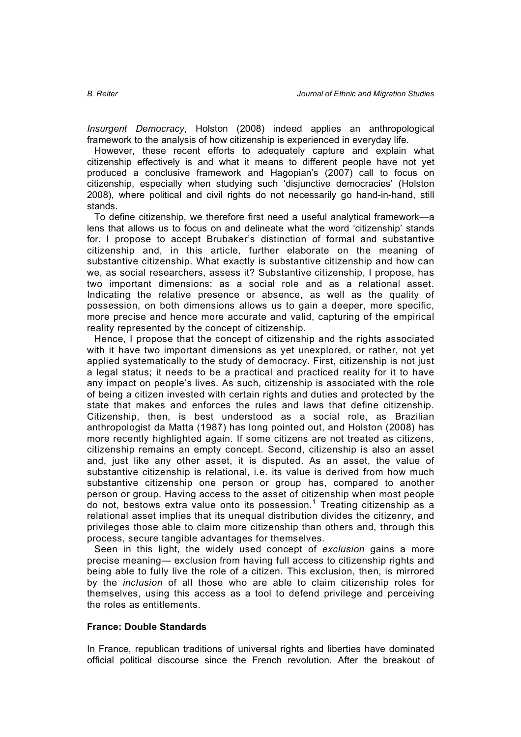*Insurgent Democracy*, Holston (2008) indeed applies an anthropological framework to the analysis of how citizenship is experienced in everyday life.

However, these recent efforts to adequately capture and explain what citizenship effectively is and what it means to different people have not yet produced a conclusive framework and Hagopian's (2007) call to focus on citizenship, especially when studying such 'disjunctive democracies' (Holston 2008), where political and civil rights do not necessarily go hand-in-hand, still stands.

To define citizenship, we therefore first need a useful analytical framework—a lens that allows us to focus on and delineate what the word 'citizenship' stands for. I propose to accept Brubaker's distinction of formal and substantive citizenship and, in this article, further elaborate on the meaning of substantive citizenship. What exactly is substantive citizenship and how can we, as social researchers, assess it? Substantive citizenship, I propose, has two important dimensions: as a social role and as a relational asset. Indicating the relative presence or absence, as well as the quality of possession, on both dimensions allows us to gain a deeper, more specific, more precise and hence more accurate and valid, capturing of the empirical reality represented by the concept of citizenship.

Hence, I propose that the concept of citizenship and the rights associated with it have two important dimensions as yet unexplored, or rather, not yet applied systematically to the study of democracy. First, citizenship is not just a legal status; it needs to be a practical and practiced reality for it to have any impact on people's lives. As such, citizenship is associated with the role of being a citizen invested with certain rights and duties and protected by the state that makes and enforces the rules and laws that define citizenship. Citizenship, then, is best understood as a social role, as Brazilian anthropologist da Matta (1987) has long pointed out, and Holston (2008) has more recently highlighted again. If some citizens are not treated as citizens, citizenship remains an empty concept. Second, citizenship is also an asset and, just like any other asset, it is disputed. As an asset, the value of substantive citizenship is relational, i.e. its value is derived from how much substantive citizenship one person or group has, compared to another person or group. Having access to the asset of citizenship when most people do not, bestows extra value onto its possession.[1] Treating citizenship as a relational asset implies that its unequal distribution divides the citizenry, and privileges those able to claim more citizenship than others and, through this process, secure tangible advantages for themselves.

Seen in this light, the widely used concept of *exclusion* gains a more precise meaning— exclusion from having full access to citizenship rights and being able to fully live the role of a citizen. This exclusion, then, is mirrored by the *inclusion* of all those who are able to claim citizenship roles for themselves, using this access as a tool to defend privilege and perceiving the roles as entitlements.

### France: Double Standards

In France, republican traditions of universal rights and liberties have dominated official political discourse since the French revolution. After the breakout of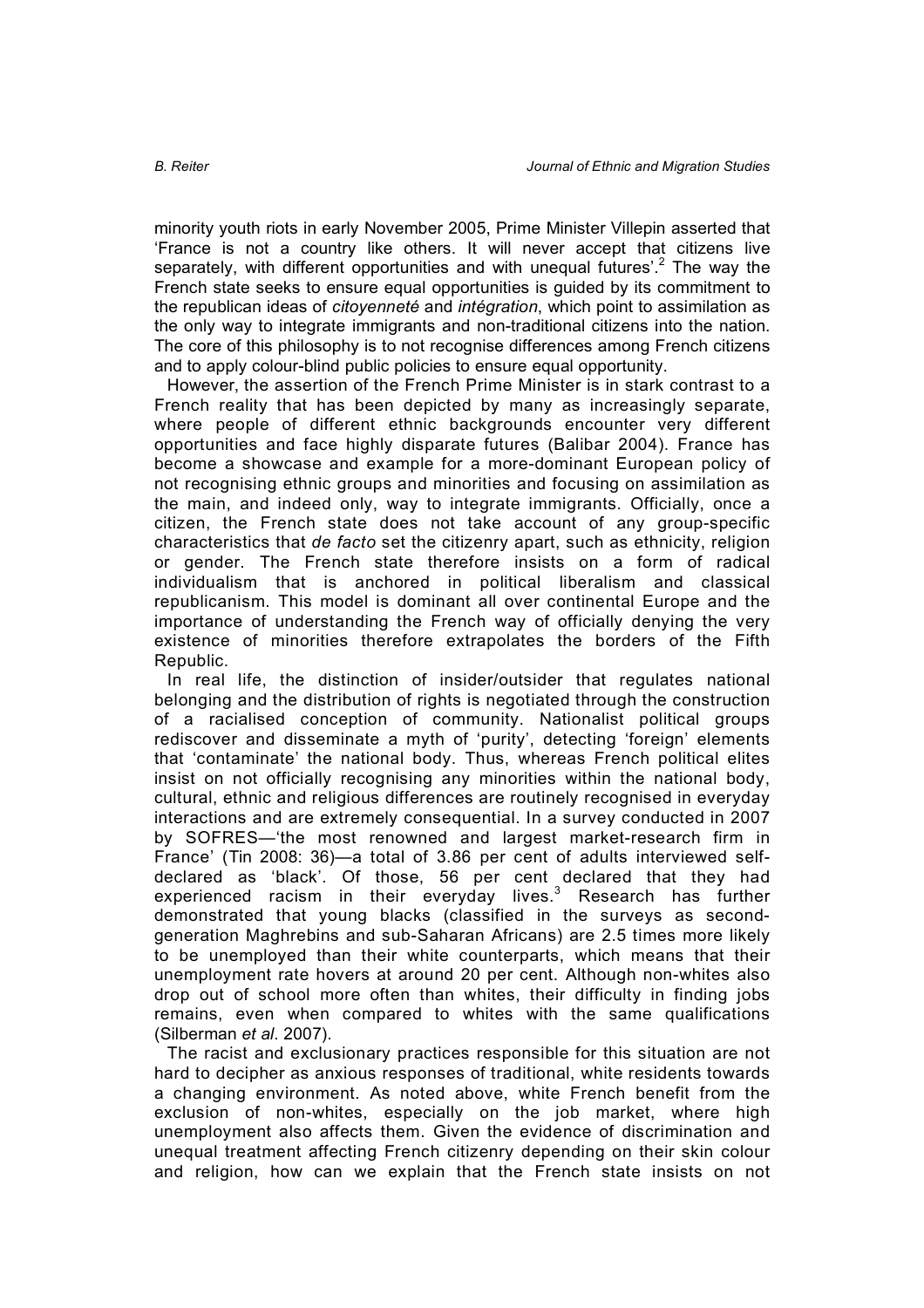minority youth riots in early November 2005, Prime Minister Villepin asserted that 'France is not a country like others. It will never accept that citizens live separately, with different opportunities and with unequal futures'.[2] The way the French state seeks to ensure equal opportunities is guided by its commitment to the republican ideas of *citoyenneté* and *intégration*, which point to assimilation as the only way to integrate immigrants and non-traditional citizens into the nation. The core of this philosophy is to not recognise differences among French citizens and to apply colour-blind public policies to ensure equal opportunity.

However, the assertion of the French Prime Minister is in stark contrast to a French reality that has been depicted by many as increasingly separate, where people of different ethnic backgrounds encounter very different opportunities and face highly disparate futures (Balibar 2004). France has become a showcase and example for a more-dominant European policy of not recognising ethnic groups and minorities and focusing on assimilation as the main, and indeed only, way to integrate immigrants. Officially, once a citizen, the French state does not take account of any group-specific characteristics that *de facto* set the citizenry apart, such as ethnicity, religion or gender. The French state therefore insists on a form of radical individualism that is anchored in political liberalism and classical republicanism. This model is dominant all over continental Europe and the importance of understanding the French way of officially denying the very existence of minorities therefore extrapolates the borders of the Fifth Republic.

In real life, the distinction of insider/outsider that regulates national belonging and the distribution of rights is negotiated through the construction of a racialised conception of community. Nationalist political groups rediscover and disseminate a myth of 'purity', detecting 'foreign' elements that 'contaminate' the national body. Thus, whereas French political elites insist on not officially recognising any minorities within the national body, cultural, ethnic and religious differences are routinely recognised in everyday interactions and are extremely consequential. In a survey conducted in 2007 by SOFRES—'the most renowned and largest market-research firm in France' (Tin 2008: 36)—a total of 3.86 per cent of adults interviewed self-declared as 'black'. Of those, 56 per cent declared that they had experienced racism in their everyday lives.[3] Research has further demonstrated that young blacks (classified in the surveys as second-generation Maghrebins and sub-Saharan Africans) are 2.5 times more likely to be unemployed than their white counterparts, which means that their unemployment rate hovers at around 20 per cent. Although non-whites also drop out of school more often than whites, their difficulty in finding jobs remains, even when compared to whites with the same qualifications (Silberman *et al*. 2007).

The racist and exclusionary practices responsible for this situation are not hard to decipher as anxious responses of traditional, white residents towards a changing environment. As noted above, white French benefit from the exclusion of non-whites, especially on the job market, where high unemployment also affects them. Given the evidence of discrimination and unequal treatment affecting French citizenry depending on their skin colour and religion, how can we explain that the French state insists on not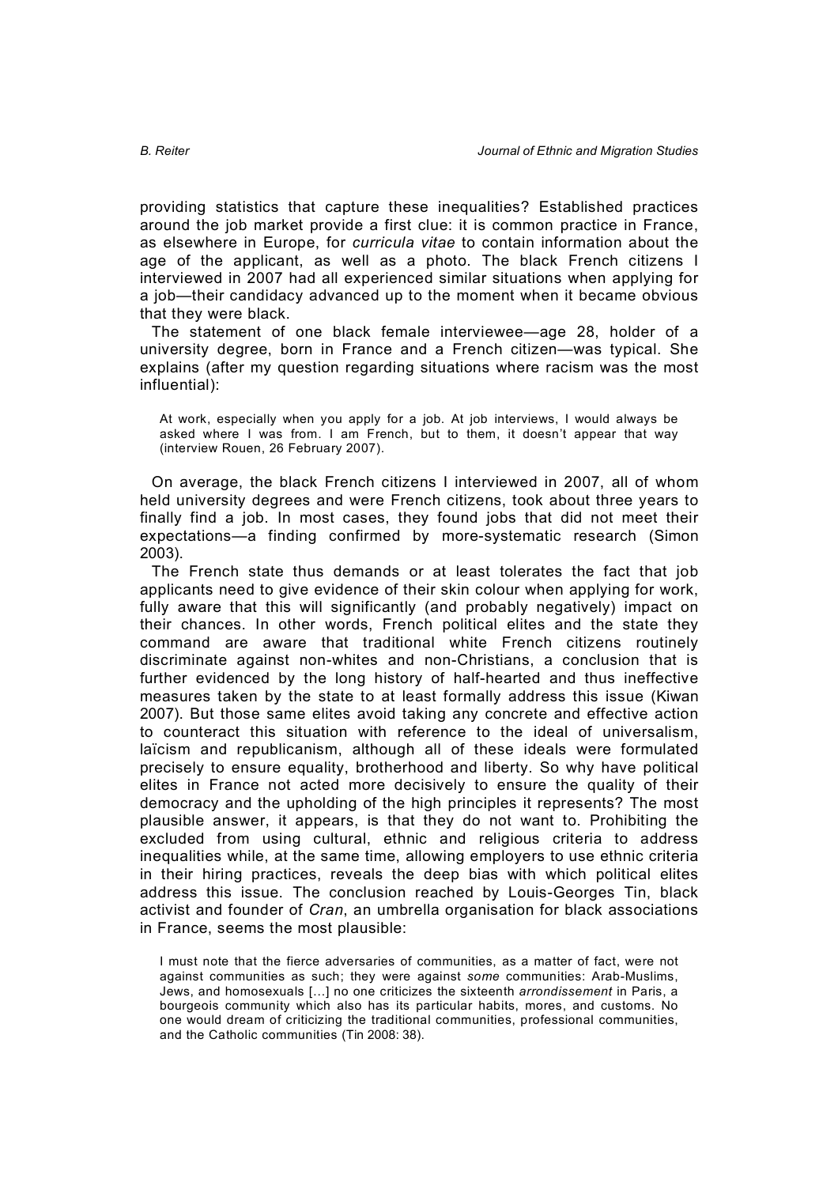providing statistics that capture these inequalities? Established practices around the job market provide a first clue: it is common practice in France, as elsewhere in Europe, for *curricula vitae* to contain information about the age of the applicant, as well as a photo. The black French citizens I interviewed in 2007 had all experienced similar situations when applying for a job—their candidacy advanced up to the moment when it became obvious that they were black.

The statement of one black female interviewee—age 28, holder of a university degree, born in France and a French citizen—was typical. She explains (after my question regarding situations where racism was the most influential):

> At work, especially when you apply for a job. At job interviews, I would always be asked where I was from. I am French, but to them, it doesn't appear that way (interview Rouen, 26 February 2007).

On average, the black French citizens I interviewed in 2007, all of whom held university degrees and were French citizens, took about three years to finally find a job. In most cases, they found jobs that did not meet their expectations—a finding confirmed by more-systematic research (Simon 2003).

The French state thus demands or at least tolerates the fact that job applicants need to give evidence of their skin colour when applying for work, fully aware that this will significantly (and probably negatively) impact on their chances. In other words, French political elites and the state they command are aware that traditional white French citizens routinely discriminate against non-whites and non-Christians, a conclusion that is further evidenced by the long history of half-hearted and thus ineffective measures taken by the state to at least formally address this issue (Kiwan 2007). But those same elites avoid taking any concrete and effective action to counteract this situation with reference to the ideal of universalism, laïcism and republicanism, although all of these ideals were formulated precisely to ensure equality, brotherhood and liberty. So why have political elites in France not acted more decisively to ensure the quality of their democracy and the upholding of the high principles it represents? The most plausible answer, it appears, is that they do not want to. Prohibiting the excluded from using cultural, ethnic and religious criteria to address inequalities while, at the same time, allowing employers to use ethnic criteria in their hiring practices, reveals the deep bias with which political elites address this issue. The conclusion reached by Louis-Georges Tin, black activist and founder of *Cran*, an umbrella organisation for black associations in France, seems the most plausible:

> I must note that the fierce adversaries of communities, as a matter of fact, were not against communities as such; they were against *some* communities: Arab-Muslims, Jews, and homosexuals [...] no one criticizes the sixteenth *arrondissement* in Paris, a bourgeois community which also has its particular habits, mores, and customs. No one would dream of criticizing the traditional communities, professional communities, and the Catholic communities (Tin 2008: 38).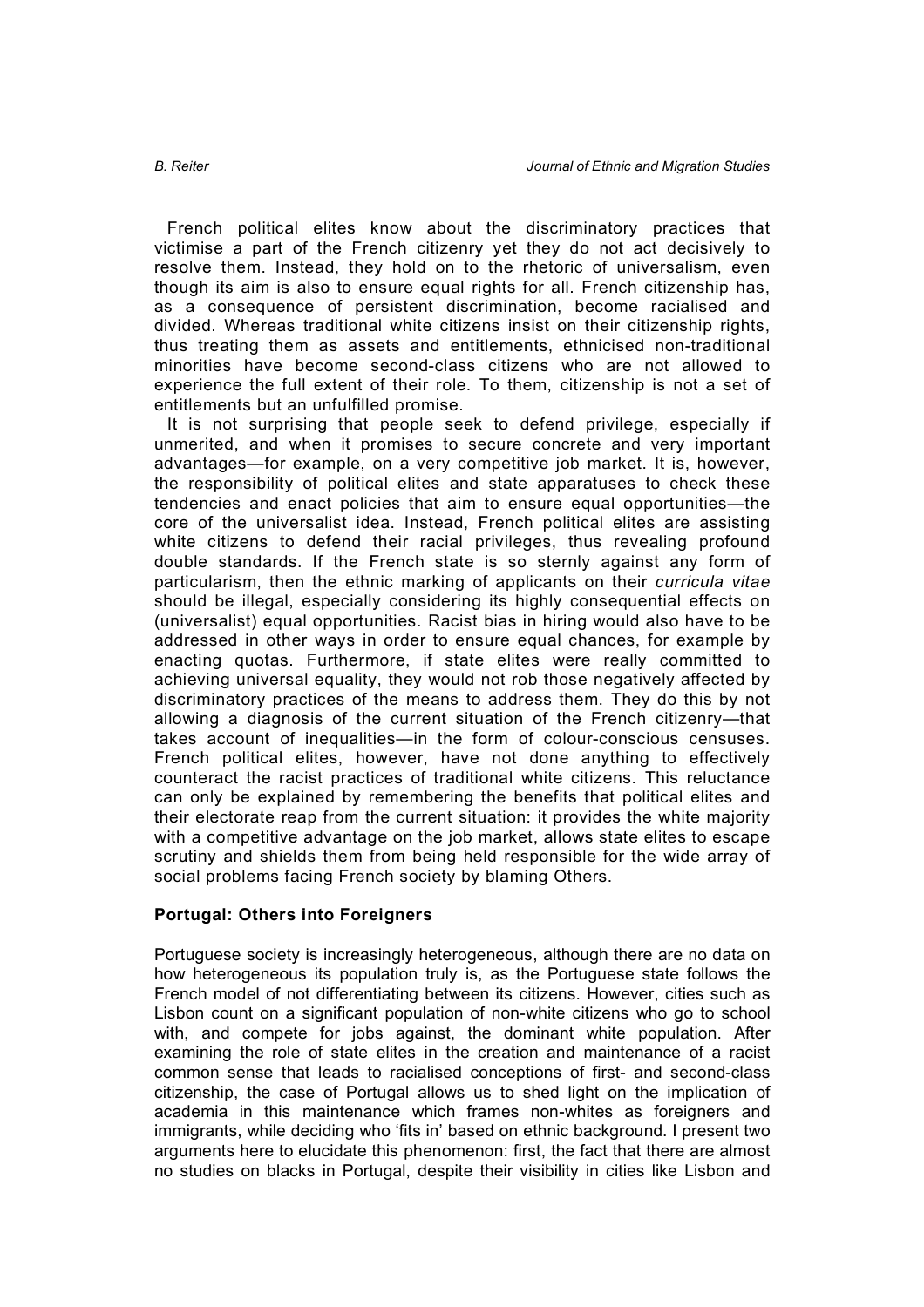French political elites know about the discriminatory practices that victimise a part of the French citizenry yet they do not act decisively to resolve them. Instead, they hold on to the rhetoric of universalism, even though its aim is also to ensure equal rights for all. French citizenship has, as a consequence of persistent discrimination, become racialised and divided. Whereas traditional white citizens insist on their citizenship rights, thus treating them as assets and entitlements, ethnicised non-traditional minorities have become second-class citizens who are not allowed to experience the full extent of their role. To them, citizenship is not a set of entitlements but an unfulfilled promise.

It is not surprising that people seek to defend privilege, especially if unmerited, and when it promises to secure concrete and very important advantages—for example, on a very competitive job market. It is, however, the responsibility of political elites and state apparatuses to check these tendencies and enact policies that aim to ensure equal opportunities—the core of the universalist idea. Instead, French political elites are assisting white citizens to defend their racial privileges, thus revealing profound double standards. If the French state is so sternly against any form of particularism, then the ethnic marking of applicants on their *curricula vitae* should be illegal, especially considering its highly consequential effects on (universalist) equal opportunities. Racist bias in hiring would also have to be addressed in other ways in order to ensure equal chances, for example by enacting quotas. Furthermore, if state elites were really committed to achieving universal equality, they would not rob those negatively affected by discriminatory practices of the means to address them. They do this by not allowing a diagnosis of the current situation of the French citizenry—that takes account of inequalities—in the form of colour-conscious censuses. French political elites, however, have not done anything to effectively counteract the racist practices of traditional white citizens. This reluctance can only be explained by remembering the benefits that political elites and their electorate reap from the current situation: it provides the white majority with a competitive advantage on the job market, allows state elites to escape scrutiny and shields them from being held responsible for the wide array of social problems facing French society by blaming Others.

## Portugal: Others into Foreigners

Portuguese society is increasingly heterogeneous, although there are no data on how heterogeneous its population truly is, as the Portuguese state follows the French model of not differentiating between its citizens. However, cities such as Lisbon count on a significant population of non-white citizens who go to school with, and compete for jobs against, the dominant white population. After examining the role of state elites in the creation and maintenance of a racist common sense that leads to racialised conceptions of first- and second-class citizenship, the case of Portugal allows us to shed light on the implication of academia in this maintenance which frames non-whites as foreigners and immigrants, while deciding who 'fits in' based on ethnic background. I present two arguments here to elucidate this phenomenon: first, the fact that there are almost no studies on blacks in Portugal, despite their visibility in cities like Lisbon and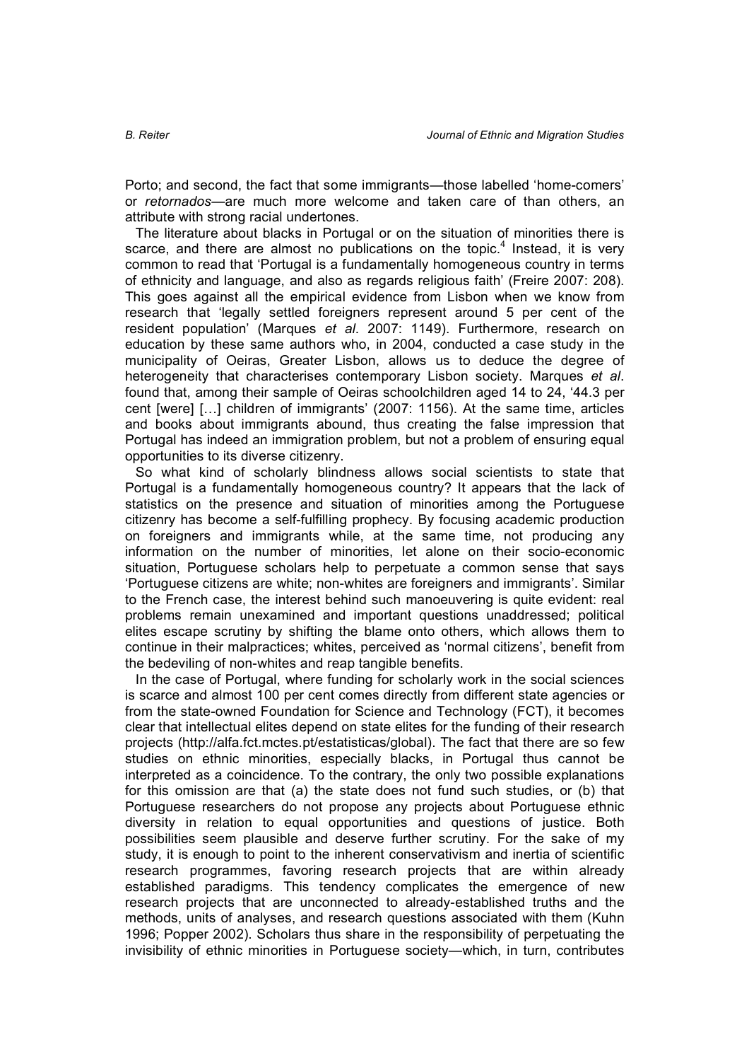Porto; and second, the fact that some immigrants—those labelled 'home-comers' or *retornados*—are much more welcome and taken care of than others, an attribute with strong racial undertones.

The literature about blacks in Portugal or on the situation of minorities there is scarce, and there are almost no publications on the topic.[4] Instead, it is very common to read that 'Portugal is a fundamentally homogeneous country in terms of ethnicity and language, and also as regards religious faith' (Freire 2007: 208). This goes against all the empirical evidence from Lisbon when we know from research that 'legally settled foreigners represent around 5 per cent of the resident population' (Marques *et al*. 2007: 1149). Furthermore, research on education by these same authors who, in 2004, conducted a case study in the municipality of Oeiras, Greater Lisbon, allows us to deduce the degree of heterogeneity that characterises contemporary Lisbon society. Marques *et al*. found that, among their sample of Oeiras schoolchildren aged 14 to 24, '44.3 per cent [were] […] children of immigrants' (2007: 1156). At the same time, articles and books about immigrants abound, thus creating the false impression that Portugal has indeed an immigration problem, but not a problem of ensuring equal opportunities to its diverse citizenry.

So what kind of scholarly blindness allows social scientists to state that Portugal is a fundamentally homogeneous country? It appears that the lack of statistics on the presence and situation of minorities among the Portuguese citizenry has become a self-fulfilling prophecy. By focusing academic production on foreigners and immigrants while, at the same time, not producing any information on the number of minorities, let alone on their socio-economic situation, Portuguese scholars help to perpetuate a common sense that says 'Portuguese citizens are white; non-whites are foreigners and immigrants'. Similar to the French case, the interest behind such manoeuvering is quite evident: real problems remain unexamined and important questions unaddressed; political elites escape scrutiny by shifting the blame onto others, which allows them to continue in their malpractices; whites, perceived as 'normal citizens', benefit from the bedeviling of non-whites and reap tangible benefits.

In the case of Portugal, where funding for scholarly work in the social sciences is scarce and almost 100 per cent comes directly from different state agencies or from the state-owned Foundation for Science and Technology (FCT), it becomes clear that intellectual elites depend on state elites for the funding of their research projects (http://alfa.fct.mctes.pt/estatisticas/global). The fact that there are so few studies on ethnic minorities, especially blacks, in Portugal thus cannot be interpreted as a coincidence. To the contrary, the only two possible explanations for this omission are that (a) the state does not fund such studies, or (b) that Portuguese researchers do not propose any projects about Portuguese ethnic diversity in relation to equal opportunities and questions of justice. Both possibilities seem plausible and deserve further scrutiny. For the sake of my study, it is enough to point to the inherent conservativism and inertia of scientific research programmes, favoring research projects that are within already established paradigms. This tendency complicates the emergence of new research projects that are unconnected to already-established truths and the methods, units of analyses, and research questions associated with them (Kuhn 1996; Popper 2002). Scholars thus share in the responsibility of perpetuating the invisibility of ethnic minorities in Portuguese society—which, in turn, contributes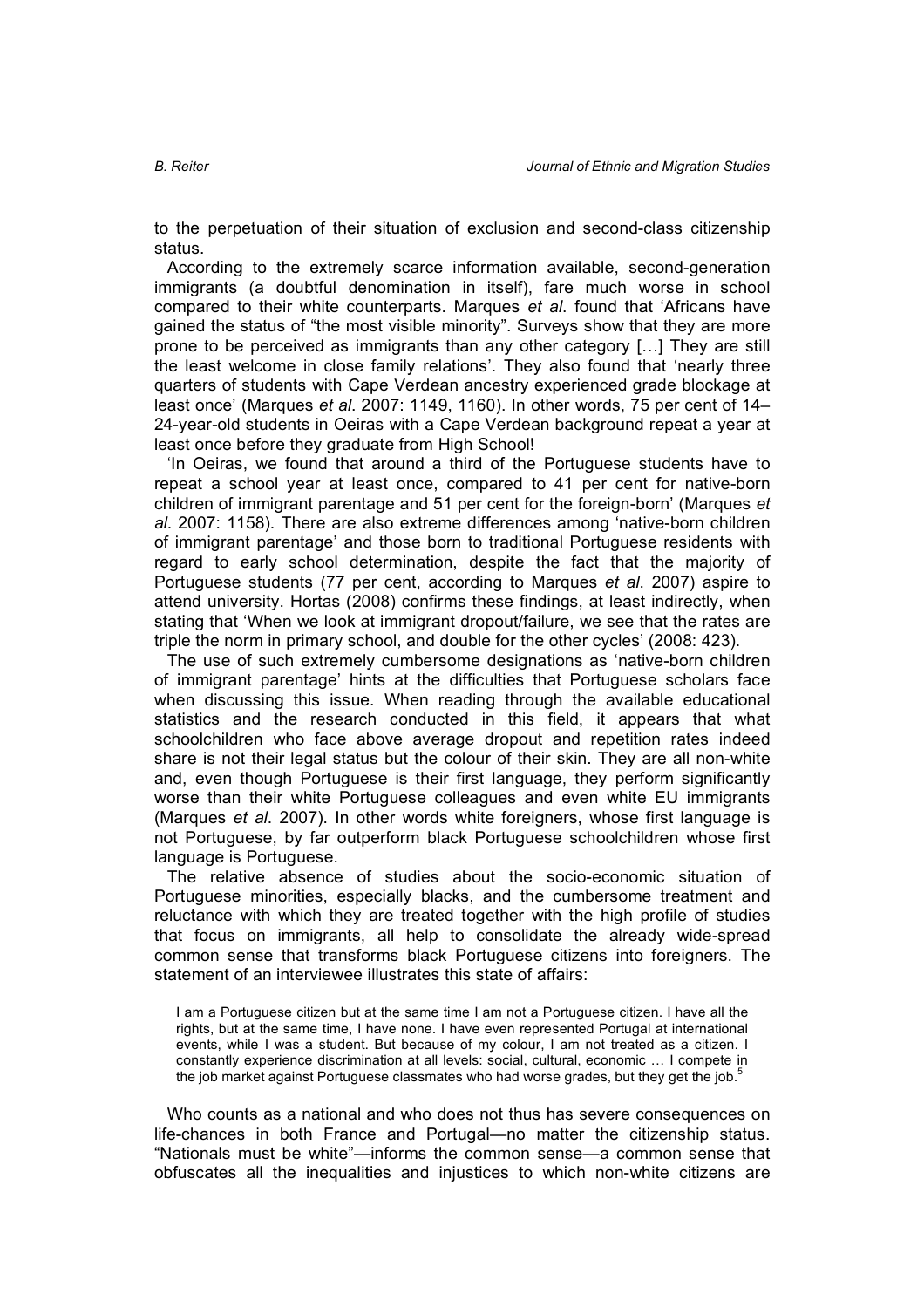to the perpetuation of their situation of exclusion and second-class citizenship status.

According to the extremely scarce information available, second-generation immigrants (a doubtful denomination in itself), fare much worse in school compared to their white counterparts. Marques *et al*. found that 'Africans have gained the status of "the most visible minority". Surveys show that they are more prone to be perceived as immigrants than any other category […] They are still the least welcome in close family relations'. They also found that 'nearly three quarters of students with Cape Verdean ancestry experienced grade blockage at least once' (Marques *et al*. 2007: 1149, 1160). In other words, 75 per cent of 14–24-year-old students in Oeiras with a Cape Verdean background repeat a year at least once before they graduate from High School!

'In Oeiras, we found that around a third of the Portuguese students have to repeat a school year at least once, compared to 41 per cent for native-born children of immigrant parentage and 51 per cent for the foreign-born' (Marques *et al*. 2007: 1158). There are also extreme differences among 'native-born children of immigrant parentage' and those born to traditional Portuguese residents with regard to early school determination, despite the fact that the majority of Portuguese students (77 per cent, according to Marques *et al*. 2007) aspire to attend university. Hortas (2008) confirms these findings, at least indirectly, when stating that 'When we look at immigrant dropout/failure, we see that the rates are triple the norm in primary school, and double for the other cycles' (2008: 423).

The use of such extremely cumbersome designations as 'native-born children of immigrant parentage' hints at the difficulties that Portuguese scholars face when discussing this issue. When reading through the available educational statistics and the research conducted in this field, it appears that what schoolchildren who face above average dropout and repetition rates indeed share is not their legal status but the colour of their skin. They are all non-white and, even though Portuguese is their first language, they perform significantly worse than their white Portuguese colleagues and even white EU immigrants (Marques *et al*. 2007). In other words white foreigners, whose first language is not Portuguese, by far outperform black Portuguese schoolchildren whose first language is Portuguese.

The relative absence of studies about the socio-economic situation of Portuguese minorities, especially blacks, and the cumbersome treatment and reluctance with which they are treated together with the high profile of studies that focus on immigrants, all help to consolidate the already wide-spread common sense that transforms black Portuguese citizens into foreigners. The statement of an interviewee illustrates this state of affairs:

> I am a Portuguese citizen but at the same time I am not a Portuguese citizen. I have all the rights, but at the same time, I have none. I have even represented Portugal at international events, while I was a student. But because of my colour, I am not treated as a citizen. I constantly experience discrimination at all levels: social, cultural, economic … I compete in the job market against Portuguese classmates who had worse grades, but they get the job.[5]

Who counts as a national and who does not thus has severe consequences on life-chances in both France and Portugal—no matter the citizenship status. "Nationals must be white"—informs the common sense—a common sense that obfuscates all the inequalities and injustices to which non-white citizens are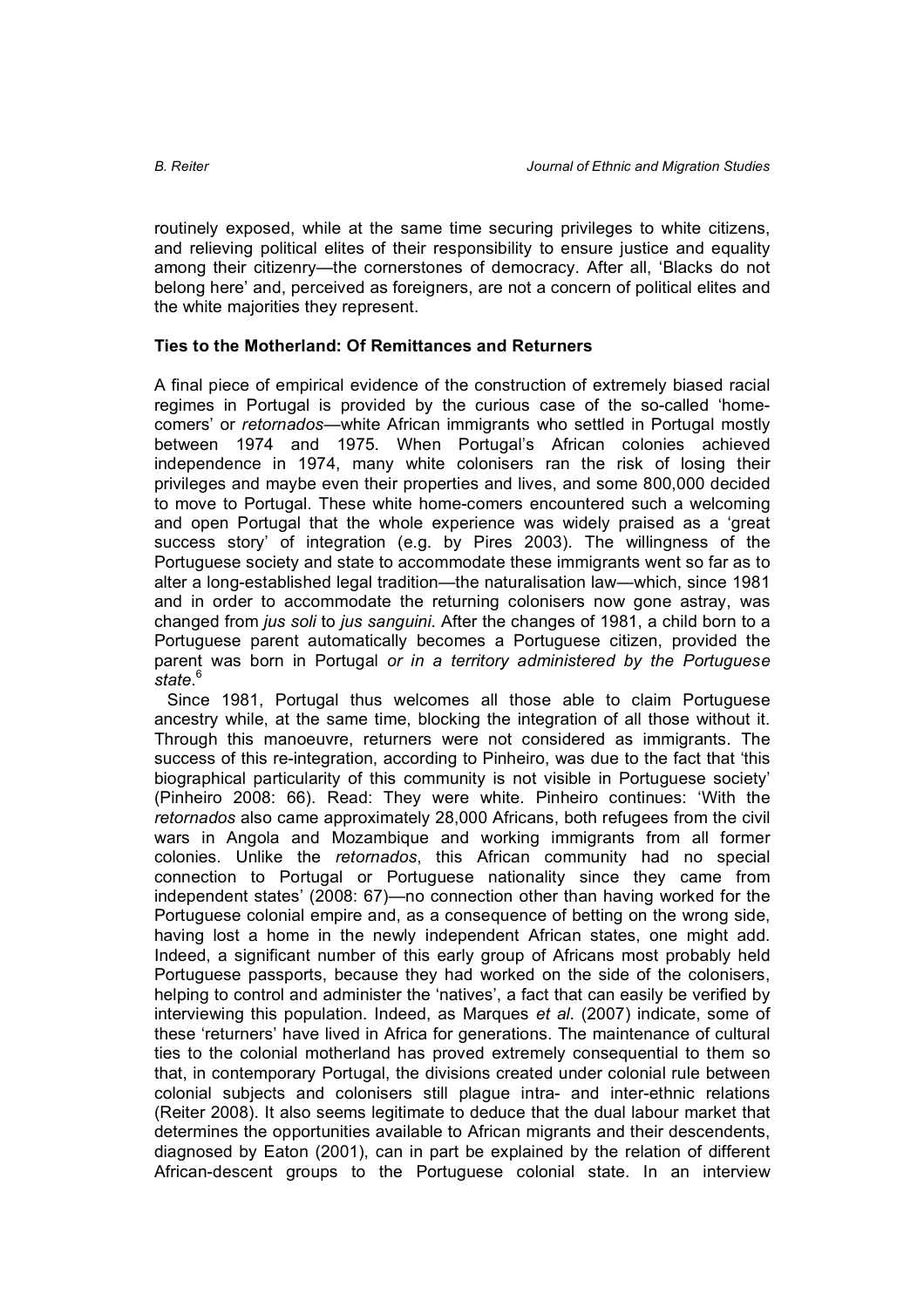routinely exposed, while at the same time securing privileges to white citizens, and relieving political elites of their responsibility to ensure justice and equality among their citizenry—the cornerstones of democracy. After all, 'Blacks do not belong here' and, perceived as foreigners, are not a concern of political elites and the white majorities they represent.

### Ties to the Motherland: Of Remittances and Returners

A final piece of empirical evidence of the construction of extremely biased racial regimes in Portugal is provided by the curious case of the so-called 'home-comers' or *retornados*—white African immigrants who settled in Portugal mostly between 1974 and 1975. When Portugal's African colonies achieved independence in 1974, many white colonisers ran the risk of losing their privileges and maybe even their properties and lives, and some 800,000 decided to move to Portugal. These white home-comers encountered such a welcoming and open Portugal that the whole experience was widely praised as a 'great success story' of integration (e.g. by Pires 2003). The willingness of the Portuguese society and state to accommodate these immigrants went so far as to alter a long-established legal tradition—the naturalisation law—which, since 1981 and in order to accommodate the returning colonisers now gone astray, was changed from *jus soli* to *jus sanguini*. After the changes of 1981, a child born to a Portuguese parent automatically becomes a Portuguese citizen, provided the parent was born in Portugal *or in a territory administered by the Portuguese state*.[6]

Since 1981, Portugal thus welcomes all those able to claim Portuguese ancestry while, at the same time, blocking the integration of all those without it. Through this manoeuvre, returners were not considered as immigrants. The success of this re-integration, according to Pinheiro, was due to the fact that 'this biographical particularity of this community is not visible in Portuguese society' (Pinheiro 2008: 66). Read: They were white. Pinheiro continues: 'With the *retornados* also came approximately 28,000 Africans, both refugees from the civil wars in Angola and Mozambique and working immigrants from all former colonies. Unlike the *retornados*, this African community had no special connection to Portugal or Portuguese nationality since they came from independent states' (2008: 67)—no connection other than having worked for the Portuguese colonial empire and, as a consequence of betting on the wrong side, having lost a home in the newly independent African states, one might add. Indeed, a significant number of this early group of Africans most probably held Portuguese passports, because they had worked on the side of the colonisers, helping to control and administer the 'natives', a fact that can easily be verified by interviewing this population. Indeed, as Marques *et al*. (2007) indicate, some of these 'returners' have lived in Africa for generations. The maintenance of cultural ties to the colonial motherland has proved extremely consequential to them so that, in contemporary Portugal, the divisions created under colonial rule between colonial subjects and colonisers still plague intra- and inter-ethnic relations (Reiter 2008). It also seems legitimate to deduce that the dual labour market that determines the opportunities available to African migrants and their descendents, diagnosed by Eaton (2001), can in part be explained by the relation of different African-descent groups to the Portuguese colonial state. In an interview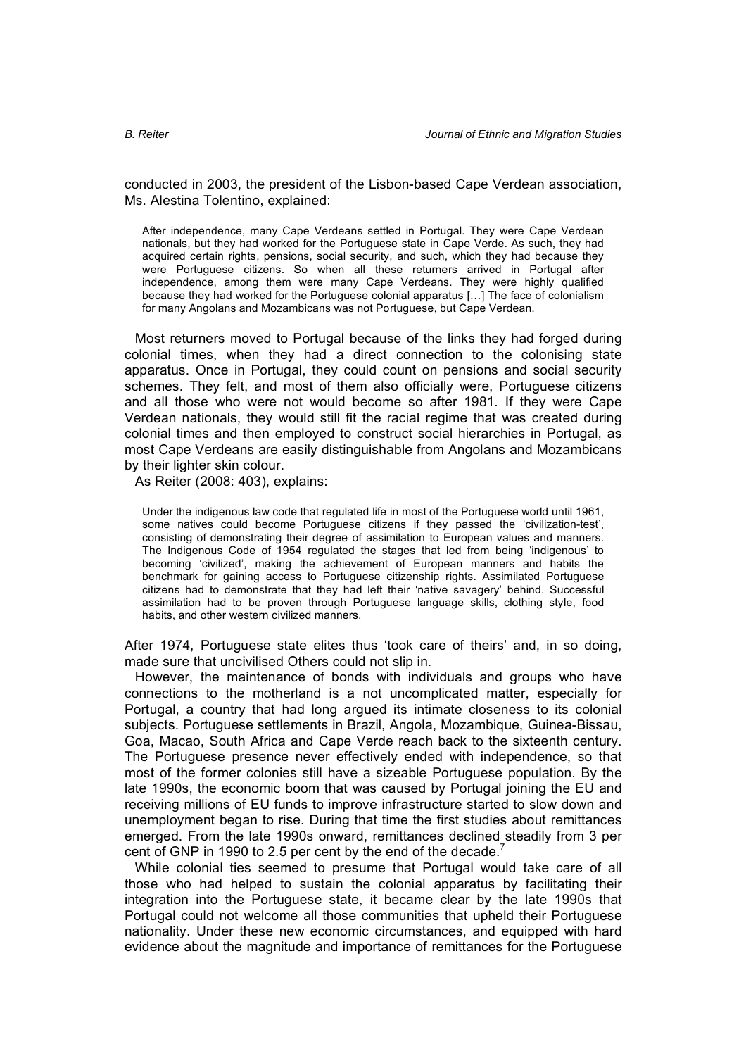conducted in 2003, the president of the Lisbon-based Cape Verdean association, Ms. Alestina Tolentino, explained:

> After independence, many Cape Verdeans settled in Portugal. They were Cape Verdean nationals, but they had worked for the Portuguese state in Cape Verde. As such, they had acquired certain rights, pensions, social security, and such, which they had because they were Portuguese citizens. So when all these returners arrived in Portugal after independence, among them were many Cape Verdeans. They were highly qualified because they had worked for the Portuguese colonial apparatus […] The face of colonialism for many Angolans and Mozambicans was not Portuguese, but Cape Verdean.

Most returners moved to Portugal because of the links they had forged during colonial times, when they had a direct connection to the colonising state apparatus. Once in Portugal, they could count on pensions and social security schemes. They felt, and most of them also officially were, Portuguese citizens and all those who were not would become so after 1981. If they were Cape Verdean nationals, they would still fit the racial regime that was created during colonial times and then employed to construct social hierarchies in Portugal, as most Cape Verdeans are easily distinguishable from Angolans and Mozambicans by their lighter skin colour.

As Reiter (2008: 403), explains:

> Under the indigenous law code that regulated life in most of the Portuguese world until 1961, some natives could become Portuguese citizens if they passed the 'civilization-test', consisting of demonstrating their degree of assimilation to European values and manners. The Indigenous Code of 1954 regulated the stages that led from being 'indigenous' to becoming 'civilized', making the achievement of European manners and habits the benchmark for gaining access to Portuguese citizenship rights. Assimilated Portuguese citizens had to demonstrate that they had left their 'native savagery' behind. Successful assimilation had to be proven through Portuguese language skills, clothing style, food habits, and other western civilized manners.

After 1974, Portuguese state elites thus 'took care of theirs' and, in so doing, made sure that uncivilised Others could not slip in.

However, the maintenance of bonds with individuals and groups who have connections to the motherland is a not uncomplicated matter, especially for Portugal, a country that had long argued its intimate closeness to its colonial subjects. Portuguese settlements in Brazil, Angola, Mozambique, Guinea-Bissau, Goa, Macao, South Africa and Cape Verde reach back to the sixteenth century. The Portuguese presence never effectively ended with independence, so that most of the former colonies still have a sizeable Portuguese population. By the late 1990s, the economic boom that was caused by Portugal joining the EU and receiving millions of EU funds to improve infrastructure started to slow down and unemployment began to rise. During that time the first studies about remittances emerged. From the late 1990s onward, remittances declined steadily from 3 per cent of GNP in 1990 to 2.5 per cent by the end of the decade.[7]

While colonial ties seemed to presume that Portugal would take care of all those who had helped to sustain the colonial apparatus by facilitating their integration into the Portuguese state, it became clear by the late 1990s that Portugal could not welcome all those communities that upheld their Portuguese nationality. Under these new economic circumstances, and equipped with hard evidence about the magnitude and importance of remittances for the Portuguese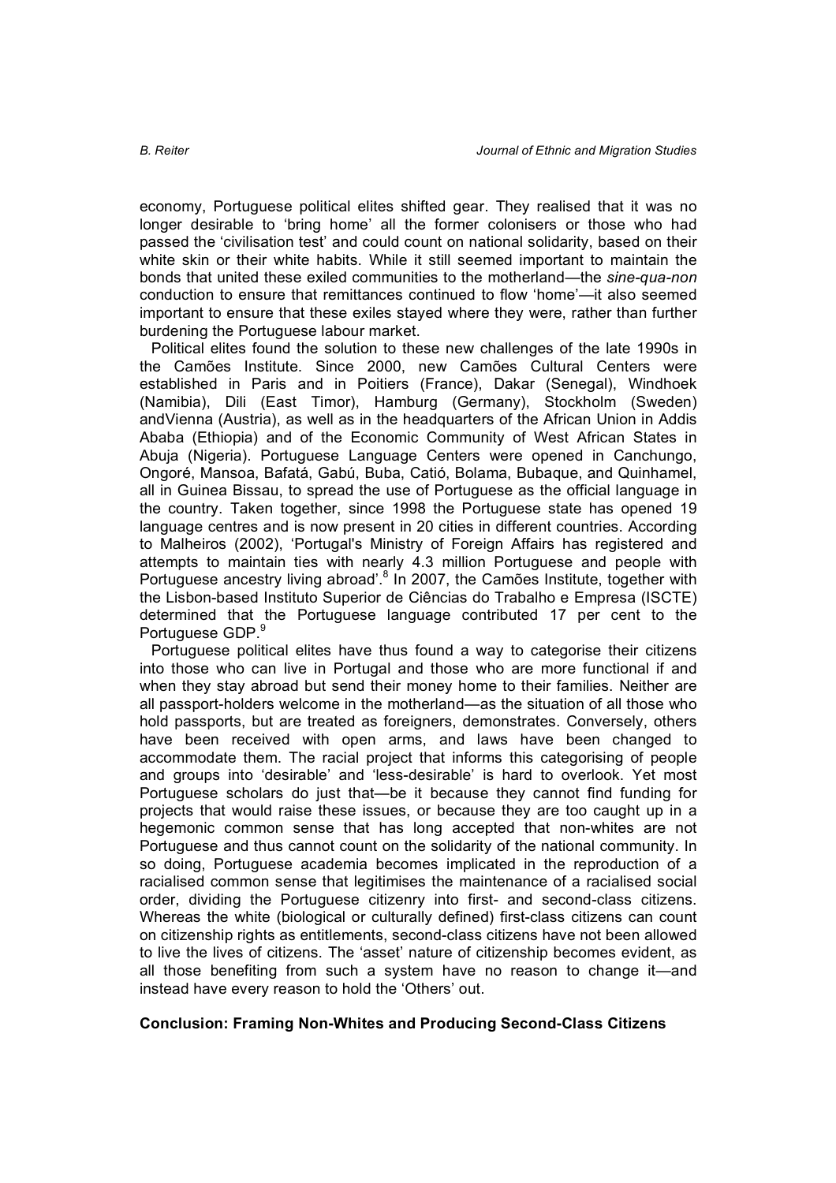economy, Portuguese political elites shifted gear. They realised that it was no longer desirable to 'bring home' all the former colonisers or those who had passed the 'civilisation test' and could count on national solidarity, based on their white skin or their white habits. While it still seemed important to maintain the bonds that united these exiled communities to the motherland—the *sine-qua-non* conduction to ensure that remittances continued to flow 'home'—it also seemed important to ensure that these exiles stayed where they were, rather than further burdening the Portuguese labour market.

Political elites found the solution to these new challenges of the late 1990s in the Camões Institute. Since 2000, new Camões Cultural Centers were established in Paris and in Poitiers (France), Dakar (Senegal), Windhoek (Namibia), Dili (East Timor), Hamburg (Germany), Stockholm (Sweden) andVienna (Austria), as well as in the headquarters of the African Union in Addis Ababa (Ethiopia) and of the Economic Community of West African States in Abuja (Nigeria). Portuguese Language Centers were opened in Canchungo, Ongoré, Mansoa, Bafatá, Gabú, Buba, Catió, Bolama, Bubaque, and Quinhamel, all in Guinea Bissau, to spread the use of Portuguese as the official language in the country. Taken together, since 1998 the Portuguese state has opened 19 language centres and is now present in 20 cities in different countries. According to Malheiros (2002), 'Portugal's Ministry of Foreign Affairs has registered and attempts to maintain ties with nearly 4.3 million Portuguese and people with Portuguese ancestry living abroad'.[8] In 2007, the Camões Institute, together with the Lisbon-based Instituto Superior de Ciências do Trabalho e Empresa (ISCTE) determined that the Portuguese language contributed 17 per cent to the Portuguese GDP.[9]

Portuguese political elites have thus found a way to categorise their citizens into those who can live in Portugal and those who are more functional if and when they stay abroad but send their money home to their families. Neither are all passport-holders welcome in the motherland—as the situation of all those who hold passports, but are treated as foreigners, demonstrates. Conversely, others have been received with open arms, and laws have been changed to accommodate them. The racial project that informs this categorising of people and groups into 'desirable' and 'less-desirable' is hard to overlook. Yet most Portuguese scholars do just that—be it because they cannot find funding for projects that would raise these issues, or because they are too caught up in a hegemonic common sense that has long accepted that non-whites are not Portuguese and thus cannot count on the solidarity of the national community. In so doing, Portuguese academia becomes implicated in the reproduction of a racialised common sense that legitimises the maintenance of a racialised social order, dividing the Portuguese citizenry into first- and second-class citizens. Whereas the white (biological or culturally defined) first-class citizens can count on citizenship rights as entitlements, second-class citizens have not been allowed to live the lives of citizens. The 'asset' nature of citizenship becomes evident, as all those benefiting from such a system have no reason to change it—and instead have every reason to hold the 'Others' out.

## Conclusion: Framing Non-Whites and Producing Second-Class Citizens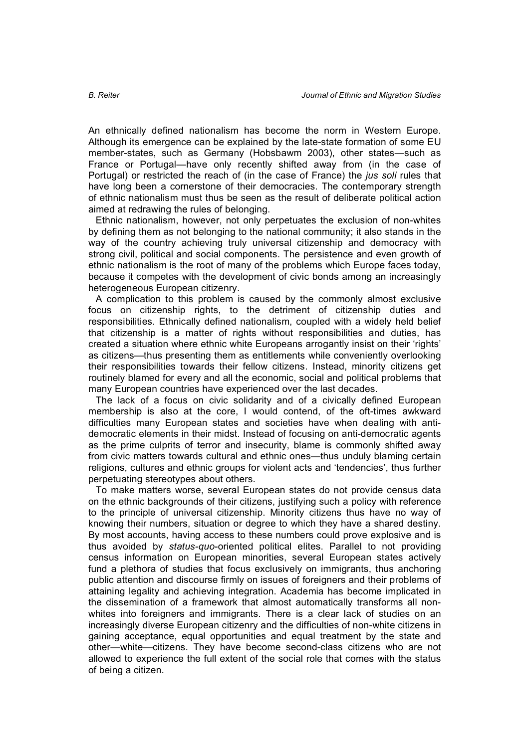An ethnically defined nationalism has become the norm in Western Europe. Although its emergence can be explained by the late-state formation of some EU member-states, such as Germany (Hobsbawm 2003), other states—such as France or Portugal—have only recently shifted away from (in the case of Portugal) or restricted the reach of (in the case of France) the *jus soli* rules that have long been a cornerstone of their democracies. The contemporary strength of ethnic nationalism must thus be seen as the result of deliberate political action aimed at redrawing the rules of belonging.

Ethnic nationalism, however, not only perpetuates the exclusion of non-whites by defining them as not belonging to the national community; it also stands in the way of the country achieving truly universal citizenship and democracy with strong civil, political and social components. The persistence and even growth of ethnic nationalism is the root of many of the problems which Europe faces today, because it competes with the development of civic bonds among an increasingly heterogeneous European citizenry.

A complication to this problem is caused by the commonly almost exclusive focus on citizenship rights, to the detriment of citizenship duties and responsibilities. Ethnically defined nationalism, coupled with a widely held belief that citizenship is a matter of rights without responsibilities and duties, has created a situation where ethnic white Europeans arrogantly insist on their 'rights' as citizens—thus presenting them as entitlements while conveniently overlooking their responsibilities towards their fellow citizens. Instead, minority citizens get routinely blamed for every and all the economic, social and political problems that many European countries have experienced over the last decades.

The lack of a focus on civic solidarity and of a civically defined European membership is also at the core, I would contend, of the oft-times awkward difficulties many European states and societies have when dealing with anti-democratic elements in their midst. Instead of focusing on anti-democratic agents as the prime culprits of terror and insecurity, blame is commonly shifted away from civic matters towards cultural and ethnic ones—thus unduly blaming certain religions, cultures and ethnic groups for violent acts and 'tendencies', thus further perpetuating stereotypes about others.

To make matters worse, several European states do not provide census data on the ethnic backgrounds of their citizens, justifying such a policy with reference to the principle of universal citizenship. Minority citizens thus have no way of knowing their numbers, situation or degree to which they have a shared destiny. By most accounts, having access to these numbers could prove explosive and is thus avoided by *status-quo*-oriented political elites. Parallel to not providing census information on European minorities, several European states actively fund a plethora of studies that focus exclusively on immigrants, thus anchoring public attention and discourse firmly on issues of foreigners and their problems of attaining legality and achieving integration. Academia has become implicated in the dissemination of a framework that almost automatically transforms all non-whites into foreigners and immigrants. There is a clear lack of studies on an increasingly diverse European citizenry and the difficulties of non-white citizens in gaining acceptance, equal opportunities and equal treatment by the state and other—white—citizens. They have become second-class citizens who are not allowed to experience the full extent of the social role that comes with the status of being a citizen.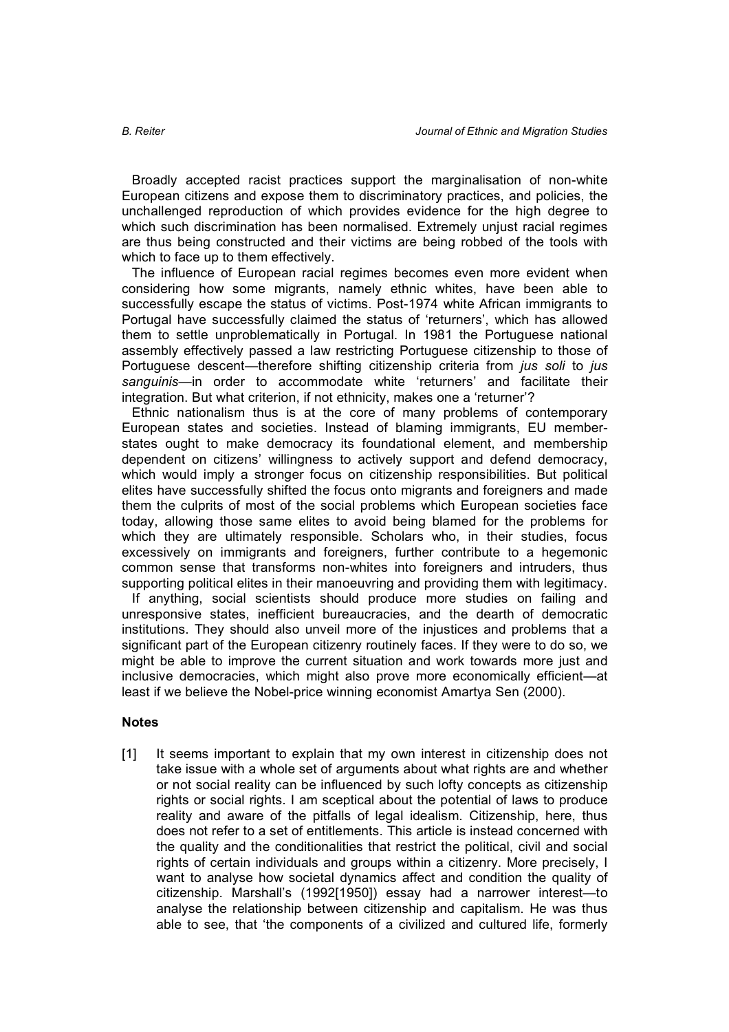Broadly accepted racist practices support the marginalisation of non-white European citizens and expose them to discriminatory practices, and policies, the unchallenged reproduction of which provides evidence for the high degree to which such discrimination has been normalised. Extremely unjust racial regimes are thus being constructed and their victims are being robbed of the tools with which to face up to them effectively.

The influence of European racial regimes becomes even more evident when considering how some migrants, namely ethnic whites, have been able to successfully escape the status of victims. Post-1974 white African immigrants to Portugal have successfully claimed the status of 'returners', which has allowed them to settle unproblematically in Portugal. In 1981 the Portuguese national assembly effectively passed a law restricting Portuguese citizenship to those of Portuguese descent—therefore shifting citizenship criteria from *jus soli* to *jus sanguinis*—in order to accommodate white 'returners' and facilitate their integration. But what criterion, if not ethnicity, makes one a 'returner'?

Ethnic nationalism thus is at the core of many problems of contemporary European states and societies. Instead of blaming immigrants, EU member-states ought to make democracy its foundational element, and membership dependent on citizens' willingness to actively support and defend democracy, which would imply a stronger focus on citizenship responsibilities. But political elites have successfully shifted the focus onto migrants and foreigners and made them the culprits of most of the social problems which European societies face today, allowing those same elites to avoid being blamed for the problems for which they are ultimately responsible. Scholars who, in their studies, focus excessively on immigrants and foreigners, further contribute to a hegemonic common sense that transforms non-whites into foreigners and intruders, thus supporting political elites in their manoeuvring and providing them with legitimacy.

If anything, social scientists should produce more studies on failing and unresponsive states, inefficient bureaucracies, and the dearth of democratic institutions. They should also unveil more of the injustices and problems that a significant part of the European citizenry routinely faces. If they were to do so, we might be able to improve the current situation and work towards more just and inclusive democracies, which might also prove more economically efficient—at least if we believe the Nobel-price winning economist Amartya Sen (2000).

### Notes

[1] It seems important to explain that my own interest in citizenship does not take issue with a whole set of arguments about what rights are and whether or not social reality can be influenced by such lofty concepts as citizenship rights or social rights. I am sceptical about the potential of laws to produce reality and aware of the pitfalls of legal idealism. Citizenship, here, thus does not refer to a set of entitlements. This article is instead concerned with the quality and the conditionalities that restrict the political, civil and social rights of certain individuals and groups within a citizenry. More precisely, I want to analyse how societal dynamics affect and condition the quality of citizenship. Marshall's (1992[1950]) essay had a narrower interest—to analyse the relationship between citizenship and capitalism. He was thus able to see, that 'the components of a civilized and cultured life, formerly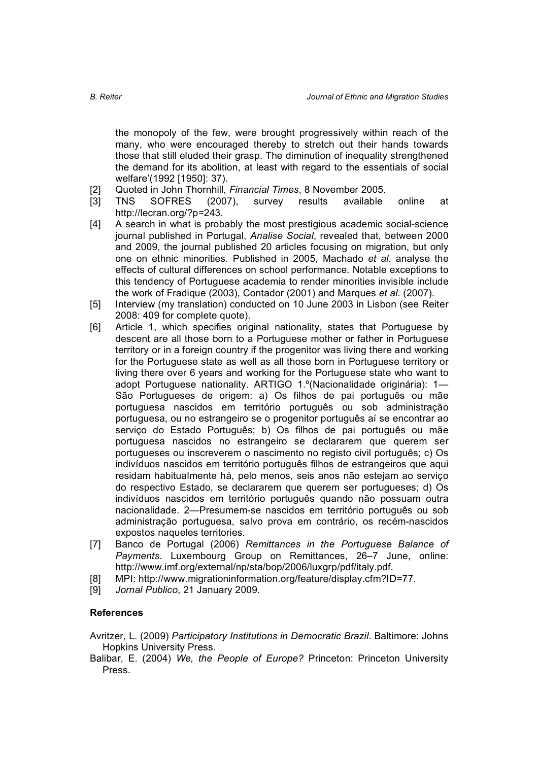the monopoly of the few, were brought progressively within reach of the many, who were encouraged thereby to stretch out their hands towards those that still eluded their grasp. The diminution of inequality strengthened the demand for its abolition, at least with regard to the essentials of social welfare'(1992 [1950]: 37).

[2] Quoted in John Thornhill, *Financial Times*, 8 November 2005.

[3] TNS SOFRES (2007), survey results available online at http://lecran.org/?p=243.

[4] A search in what is probably the most prestigious academic social-science journal published in Portugal, *Analise Social*, revealed that, between 2000 and 2009, the journal published 20 articles focusing on migration, but only one on ethnic minorities. Published in 2005, Machado *et al*. analyse the effects of cultural differences on school performance. Notable exceptions to this tendency of Portuguese academia to render minorities invisible include the work of Fradique (2003), Contador (2001) and Marques *et al*. (2007).

[5] Interview (my translation) conducted on 10 June 2003 in Lisbon (see Reiter 2008: 409 for complete quote).

[6] Article 1, which specifies original nationality, states that Portuguese by descent are all those born to a Portuguese mother or father in Portuguese territory or in a foreign country if the progenitor was living there and working for the Portuguese state as well as all those born in Portuguese territory or living there over 6 years and working for the Portuguese state who want to adopt Portuguese nationality. ARTIGO 1.º(Nacionalidade originária): 1—São Portugueses de origem: a) Os filhos de pai português ou mãe portuguesa nascidos em território português ou sob administração portuguesa, ou no estrangeiro se o progenitor português aí se encontrar ao serviço do Estado Português; b) Os filhos de pai português ou mãe portuguesa nascidos no estrangeiro se declararem que querem ser portugueses ou inscreverem o nascimento no registo civil português; c) Os indivíduos nascidos em território português filhos de estrangeiros que aqui residam habitualmente há, pelo menos, seis anos não estejam ao serviço do respectivo Estado, se declararem que querem ser portugueses; d) Os indivíduos nascidos em território português quando não possuam outra nacionalidade. 2—Presumem-se nascidos em território português ou sob administração portuguesa, salvo prova em contrário, os recém-nascidos expostos naqueles territories.

[7] Banco de Portugal (2006) *Remittances in the Portuguese Balance of Payments*. Luxembourg Group on Remittances, 26–7 June, online: http://www.imf.org/external/np/sta/bop/2006/luxgrp/pdf/italy.pdf.

[8] MPI: http://www.migrationinformation.org/feature/display.cfm?ID=77.

[9] *Jornal Publico*, 21 January 2009.

## References

Avritzer, L. (2009) *Participatory Institutions in Democratic Brazil*. Baltimore: Johns Hopkins University Press.

Balibar, E. (2004) *We, the People of Europe?* Princeton: Princeton University Press.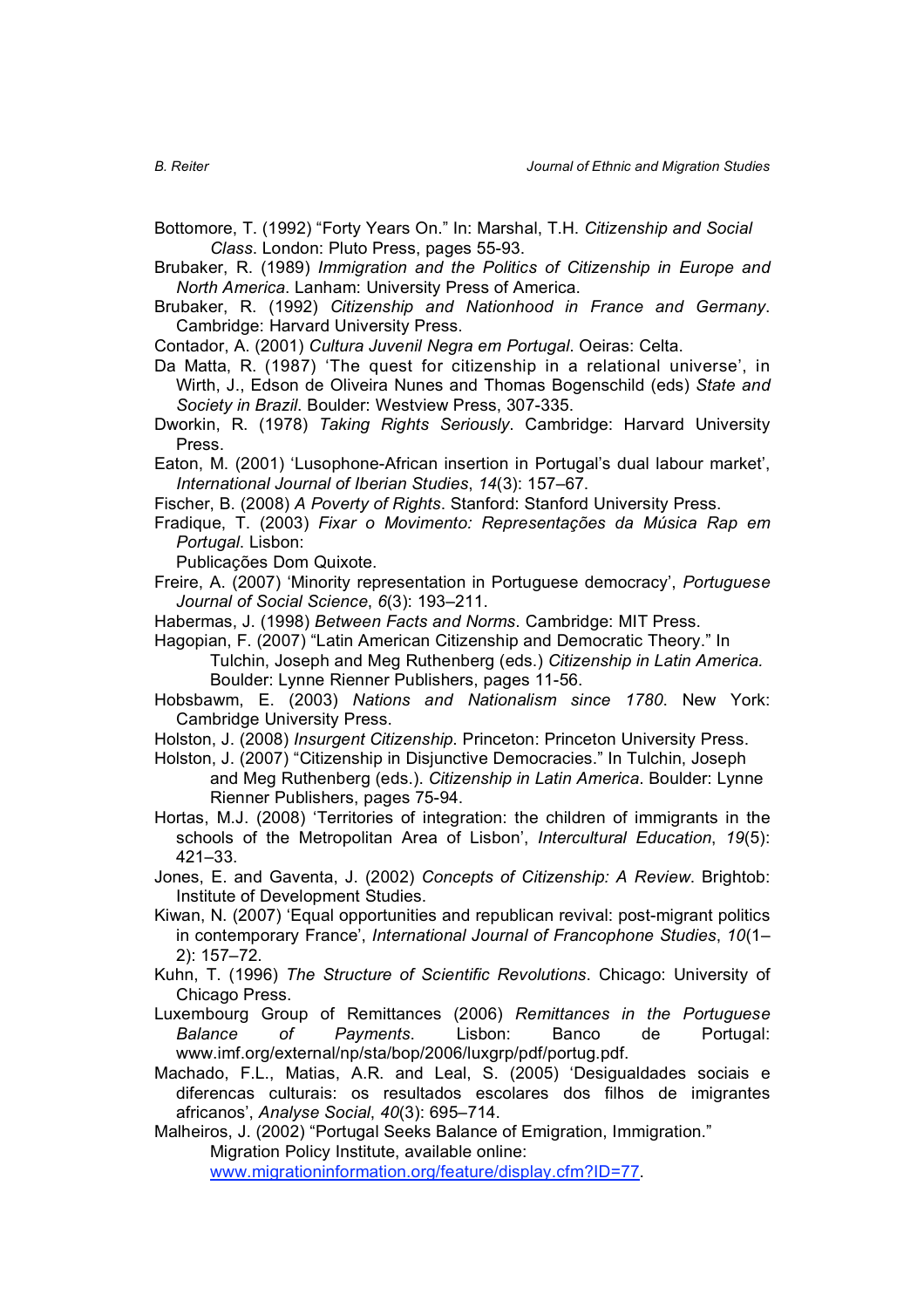Bottomore, T. (1992) "Forty Years On." In: Marshal, T.H. *Citizenship and Social Class*. London: Pluto Press, pages 55-93.

Brubaker, R. (1989) *Immigration and the Politics of Citizenship in Europe and North America*. Lanham: University Press of America.

Brubaker, R. (1992) *Citizenship and Nationhood in France and Germany*. Cambridge: Harvard University Press.

Contador, A. (2001) *Cultura Juvenil Negra em Portugal*. Oeiras: Celta.

Da Matta, R. (1987) 'The quest for citizenship in a relational universe', in Wirth, J., Edson de Oliveira Nunes and Thomas Bogenschild (eds) *State and Society in Brazil*. Boulder: Westview Press, 307-335.

Dworkin, R. (1978) *Taking Rights Seriously*. Cambridge: Harvard University Press.

Eaton, M. (2001) 'Lusophone-African insertion in Portugal's dual labour market', *International Journal of Iberian Studies*, *14*(3): 157–67.

Fischer, B. (2008) *A Poverty of Rights*. Stanford: Stanford University Press.

Fradique, T. (2003) *Fixar o Movimento: Representações da Música Rap em Portugal*. Lisbon:
Publicações Dom Quixote.

Freire, A. (2007) 'Minority representation in Portuguese democracy', *Portuguese Journal of Social Science*, *6*(3): 193–211.

Habermas, J. (1998) *Between Facts and Norms*. Cambridge: MIT Press.

Hagopian, F. (2007) "Latin American Citizenship and Democratic Theory." In Tulchin, Joseph and Meg Ruthenberg (eds.) *Citizenship in Latin America.* Boulder: Lynne Rienner Publishers, pages 11-56.

Hobsbawm, E. (2003) *Nations and Nationalism since 1780*. New York: Cambridge University Press.

Holston, J. (2008) *Insurgent Citizenship*. Princeton: Princeton University Press.

Holston, J. (2007) "Citizenship in Disjunctive Democracies." In Tulchin, Joseph and Meg Ruthenberg (eds.). *Citizenship in Latin America*. Boulder: Lynne Rienner Publishers, pages 75-94.

Hortas, M.J. (2008) 'Territories of integration: the children of immigrants in the schools of the Metropolitan Area of Lisbon', *Intercultural Education*, *19*(5): 421–33.

Jones, E. and Gaventa, J. (2002) *Concepts of Citizenship: A Review*. Brightob: Institute of Development Studies.

Kiwan, N. (2007) 'Equal opportunities and republican revival: post-migrant politics in contemporary France', *International Journal of Francophone Studies*, *10*(1–2): 157–72.

Kuhn, T. (1996) *The Structure of Scientific Revolutions*. Chicago: University of Chicago Press.

Luxembourg Group of Remittances (2006) *Remittances in the Portuguese Balance of Payments*. Lisbon: Banco de Portugal: www.imf.org/external/np/sta/bop/2006/luxgrp/pdf/portug.pdf.

Machado, F.L., Matias, A.R. and Leal, S. (2005) 'Desigualdades sociais e diferencas culturais: os resultados escolares dos filhos de imigrantes africanos', *Analyse Social*, *40*(3): 695–714.

Malheiros, J. (2002) "Portugal Seeks Balance of Emigration, Immigration." Migration Policy Institute, available online: www.migrationinformation.org/feature/display.cfm?ID=77.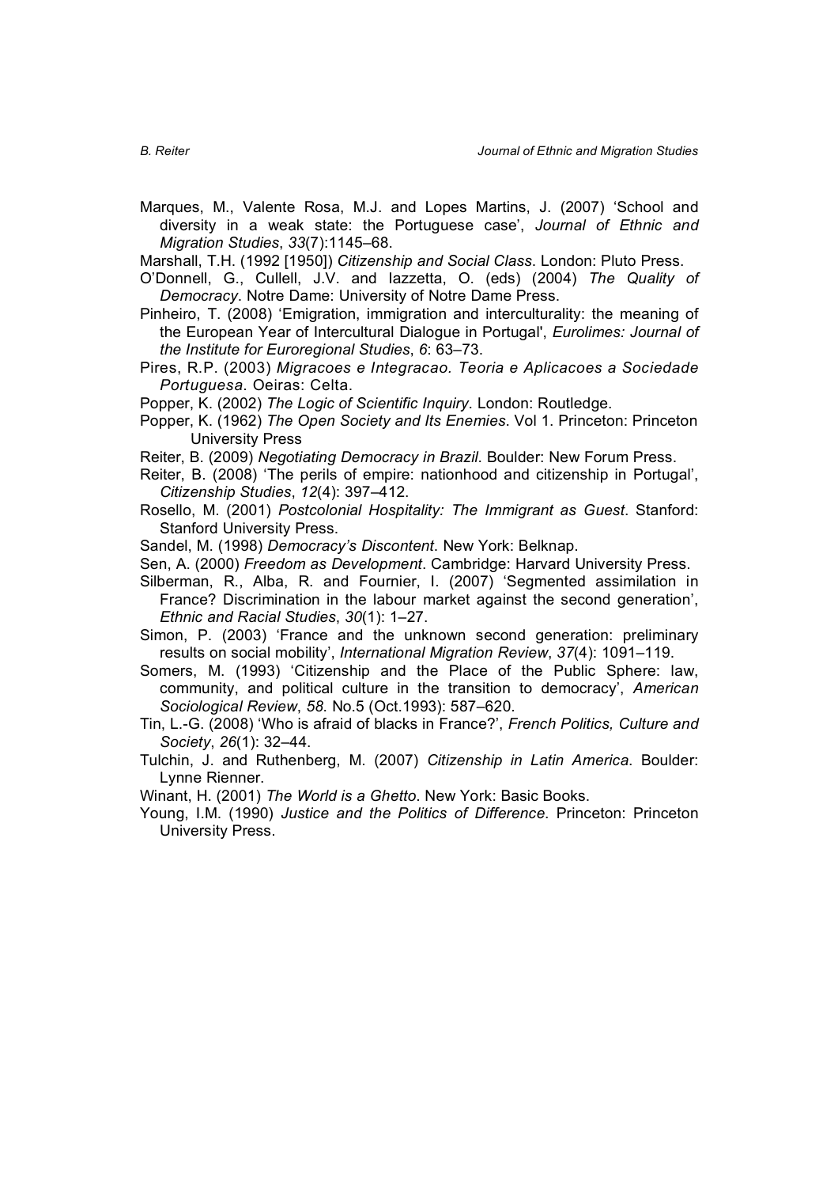Marques, M., Valente Rosa, M.J. and Lopes Martins, J. (2007) 'School and diversity in a weak state: the Portuguese case', *Journal of Ethnic and Migration Studies*, *33*(7):1145–68.

Marshall, T.H. (1992 [1950]) *Citizenship and Social Class*. London: Pluto Press.

O'Donnell, G., Cullell, J.V. and Iazzetta, O. (eds) (2004) *The Quality of Democracy*. Notre Dame: University of Notre Dame Press.

Pinheiro, T. (2008) 'Emigration, immigration and interculturality: the meaning of the European Year of Intercultural Dialogue in Portugal', *Eurolimes: Journal of the Institute for Euroregional Studies*, *6*: 63–73.

Pires, R.P. (2003) *Migracoes e Integracao. Teoria e Aplicacoes a Sociedade Portuguesa*. Oeiras: Celta.

Popper, K. (2002) *The Logic of Scientific Inquiry*. London: Routledge.

Popper, K. (1962) *The Open Society and Its Enemies*. Vol 1. Princeton: Princeton University Press

Reiter, B. (2009) *Negotiating Democracy in Brazil*. Boulder: New Forum Press.

Reiter, B. (2008) 'The perils of empire: nationhood and citizenship in Portugal', *Citizenship Studies*, *12*(4): 397–412.

Rosello, M. (2001) *Postcolonial Hospitality: The Immigrant as Guest*. Stanford: Stanford University Press.

Sandel, M. (1998) *Democracy's Discontent*. New York: Belknap.

Sen, A. (2000) *Freedom as Development*. Cambridge: Harvard University Press.

Silberman, R., Alba, R. and Fournier, I. (2007) 'Segmented assimilation in France? Discrimination in the labour market against the second generation', *Ethnic and Racial Studies*, *30*(1): 1–27.

Simon, P. (2003) 'France and the unknown second generation: preliminary results on social mobility', *International Migration Review*, *37*(4): 1091–119.

Somers, M. (1993) 'Citizenship and the Place of the Public Sphere: law, community, and political culture in the transition to democracy', *American Sociological Review*, *58*. No.5 (Oct.1993): 587–620.

Tin, L.-G. (2008) 'Who is afraid of blacks in France?', *French Politics, Culture and Society*, *26*(1): 32–44.

Tulchin, J. and Ruthenberg, M. (2007) *Citizenship in Latin America*. Boulder: Lynne Rienner.

Winant, H. (2001) *The World is a Ghetto*. New York: Basic Books.

Young, I.M. (1990) *Justice and the Politics of Difference*. Princeton: Princeton University Press.